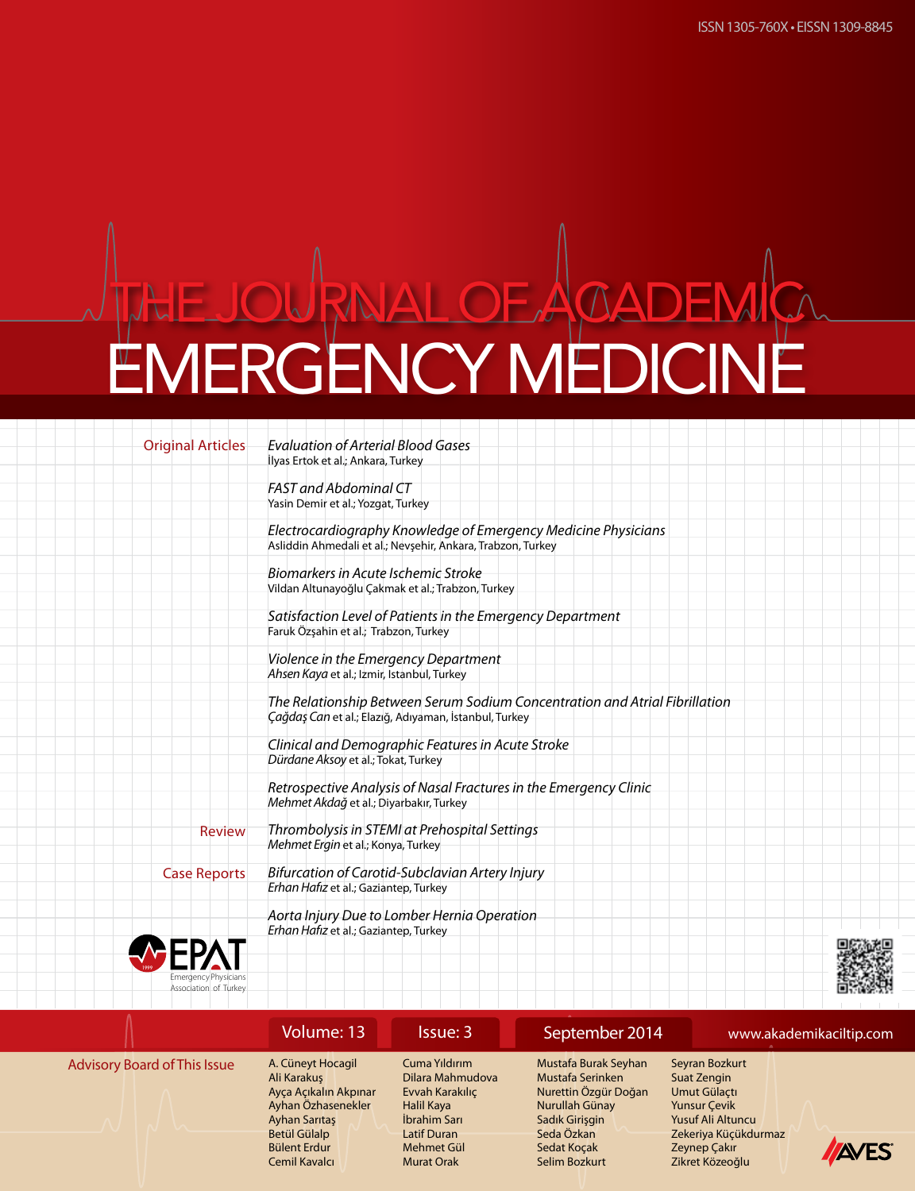ISSN 1305-760X • EISSN 1309-8845

# THE JOURNAL OF ACADEMIC EMERGENCY MEDICINE

## Original Articles

*Evaluation of Arterial Blood Gases*
İlyas Ertok et al.; Ankara, Turkey

*FAST and Abdominal CT*
Yasin Demir et al.; Yozgat, Turkey

*Electrocardiography Knowledge of Emergency Medicine Physicians*
Asliddin Ahmedali et al.; Nevşehir, Ankara, Trabzon, Turkey

*Biomarkers in Acute Ischemic Stroke*
Vildan Altunayoğlu Çakmak et al.; Trabzon, Turkey

*Satisfaction Level of Patients in the Emergency Department*
Faruk Özşahin et al.; Trabzon, Turkey

*Violence in the Emergency Department*
*Ahsen Kaya* et al.; Izmir, Istanbul, Turkey

*The Relationship Between Serum Sodium Concentration and Atrial Fibrillation*
*Çağdaş Can* et al.; Elazığ, Adıyaman, İstanbul, Turkey

*Clinical and Demographic Features in Acute Stroke*
*Dürdane Aksoy* et al.; Tokat, Turkey

*Retrospective Analysis of Nasal Fractures in the Emergency Clinic*
*Mehmet Akdağ* et al.; Diyarbakır, Turkey

## Review

*Thrombolysis in STEMI at Prehospital Settings*
*Mehmet Ergin* et al.; Konya, Turkey

## Case Reports

*Bifurcation of Carotid-Subclavian Artery Injury*
*Erhan Hafız* et al.; Gaziantep, Turkey

*Aorta Injury Due to Lomber Hernia Operation*
*Erhan Hafız* et al.; Gaziantep, Turkey

EPAT Emergency Physicians Association of Turkey

Volume: 13 | Issue: 3 | September 2014 | www.akademikaciltip.com

## Advisory Board of This Issue

A. Cüneyt Hocagil
Ali Karakuş
Ayça Açıkalın Akpınar
Ayhan Özhasenekler
Ayhan Sarıtaş
Betül Gülalp
Bülent Erdur
Cemil Kavalcı
Cuma Yıldırım
Dilara Mahmudova
Evvah Karakılıç
Halil Kaya
İbrahim Sarı
Latif Duran
Mehmet Gül
Murat Orak
Mustafa Burak Seyhan
Mustafa Serinken
Nurettin Özgür Doğan
Nurullah Günay
Sadık Girişgin
Seda Özkan
Sedat Koçak
Selim Bozkurt
Seyran Bozkurt
Suat Zengin
Umut Gülaçtı
Yunsur Çevik
Yusuf Ali Altuncu
Zekeriya Küçükdurmaz
Zeynep Çakır
Zikret Közeoğlu

AVES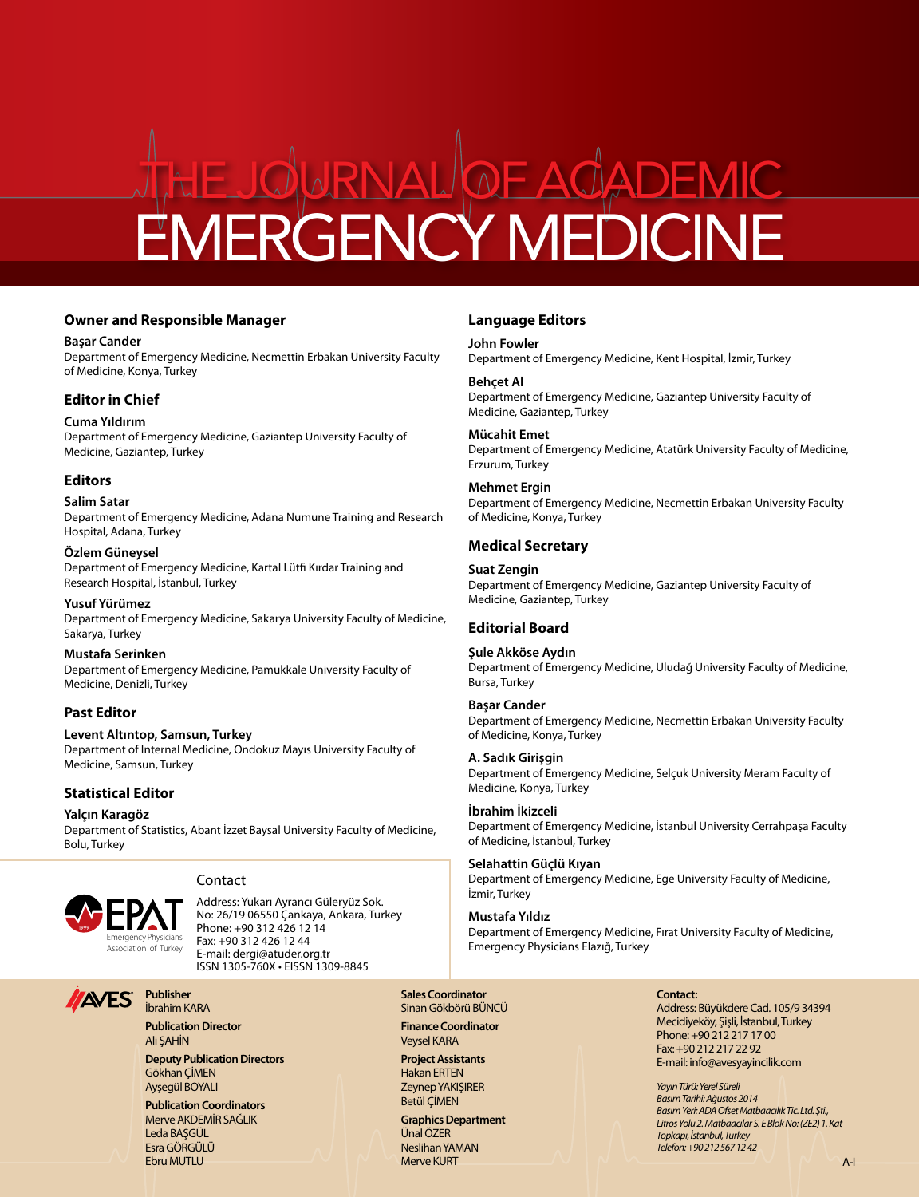# THE JOURNAL OF ACADEMIC EMERGENCY MEDICINE

### Owner and Responsible Manager

**Başar Cander**
Department of Emergency Medicine, Necmettin Erbakan University Faculty of Medicine, Konya, Turkey

### Editor in Chief

**Cuma Yıldırım**
Department of Emergency Medicine, Gaziantep University Faculty of Medicine, Gaziantep, Turkey

### Editors

**Salim Satar**
Department of Emergency Medicine, Adana Numune Training and Research Hospital, Adana, Turkey

**Özlem Güneysel**
Department of Emergency Medicine, Kartal Lütfi Kırdar Training and Research Hospital, İstanbul, Turkey

**Yusuf Yürümez**
Department of Emergency Medicine, Sakarya University Faculty of Medicine, Sakarya, Turkey

**Mustafa Serinken**
Department of Emergency Medicine, Pamukkale University Faculty of Medicine, Denizli, Turkey

### Past Editor

**Levent Altıntop, Samsun, Turkey**
Department of Internal Medicine, Ondokuz Mayıs University Faculty of Medicine, Samsun, Turkey

### Statistical Editor

**Yalçın Karagöz**
Department of Statistics, Abant İzzet Baysal University Faculty of Medicine, Bolu, Turkey

### Language Editors

**John Fowler**
Department of Emergency Medicine, Kent Hospital, İzmir, Turkey

**Behçet Al**
Department of Emergency Medicine, Gaziantep University Faculty of Medicine, Gaziantep, Turkey

**Mücahit Emet**
Department of Emergency Medicine, Atatürk University Faculty of Medicine, Erzurum, Turkey

**Mehmet Ergin**
Department of Emergency Medicine, Necmettin Erbakan University Faculty of Medicine, Konya, Turkey

### Medical Secretary

**Suat Zengin**
Department of Emergency Medicine, Gaziantep University Faculty of Medicine, Gaziantep, Turkey

### Editorial Board

**Şule Akköse Aydın**
Department of Emergency Medicine, Uludağ University Faculty of Medicine, Bursa, Turkey

**Başar Cander**
Department of Emergency Medicine, Necmettin Erbakan University Faculty of Medicine, Konya, Turkey

**A. Sadık Girişgin**
Department of Emergency Medicine, Selçuk University Meram Faculty of Medicine, Konya, Turkey

**İbrahim İkizceli**
Department of Emergency Medicine, İstanbul University Cerrahpaşa Faculty of Medicine, İstanbul, Turkey

**Selahattin Güçlü Kıyan**
Department of Emergency Medicine, Ege University Faculty of Medicine, İzmir, Turkey

**Mustafa Yıldız**
Department of Emergency Medicine, Fırat University Faculty of Medicine, Emergency Physicians Elazığ, Turkey

### Contact

EPAT – Emergency Physicians Association of Turkey

Address: Yukarı Ayrancı Güleryüz Sok.
No: 26/19 06550 Çankaya, Ankara, Turkey
Phone: +90 312 426 12 14
Fax: +90 312 426 12 44
E-mail: dergi@atuder.org.tr
ISSN 1305-760X • EISSN 1309-8845

---

AVES

**Publisher**
İbrahim KARA

**Publication Director**
Ali ŞAHİN

**Deputy Publication Directors**
Gökhan ÇİMEN
Ayşegül BOYALI

**Publication Coordinators**
Merve AKDEMİR SAĞLIK
Leda BAŞGÜL
Esra GÖRGÜLÜ
Ebru MUTLU

**Sales Coordinator**
Sinan Gökbörü BÜNCÜ

**Finance Coordinator**
Veysel KARA

**Project Assistants**
Hakan ERTEN
Zeynep YAKIŞIRER
Betül ÇİMEN

**Graphics Department**
Ünal ÖZER
Neslihan YAMAN
Merve KURT

**Contact:**
Address: Büyükdere Cad. 105/9 34394
Mecidiyeköy, Şişli, İstanbul, Turkey
Phone: +90 212 217 17 00
Fax: +90 212 217 22 92
E-mail: info@avesyayincilik.com

*Yayın Türü: Yerel Süreli*
*Basım Tarihi: Ağustos 2014*
*Basım Yeri: ADA Ofset Matbaacılık Tic. Ltd. Şti., Litros Yolu 2. Matbaacılar S. E Blok No: (ZE2) 1. Kat Topkapı, İstanbul, Turkey*
*Telefon: +90 212 567 12 42*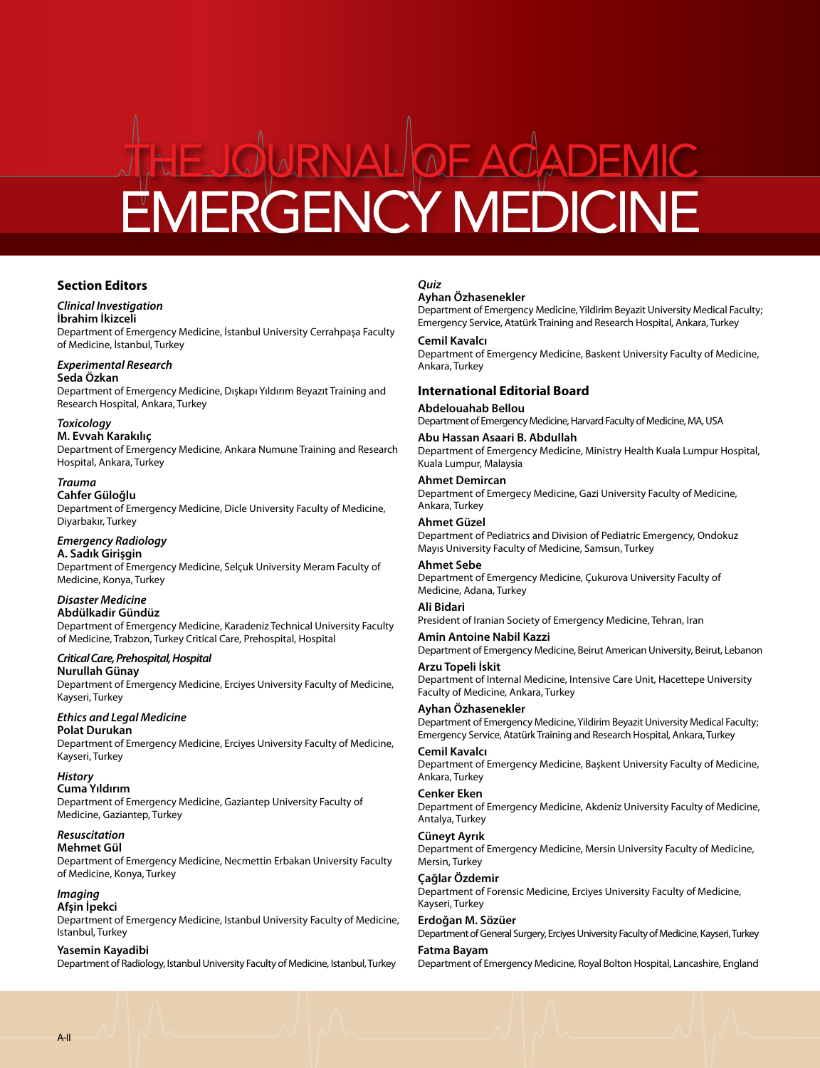# THE JOURNAL OF ACADEMIC EMERGENCY MEDICINE

## Section Editors

*Clinical Investigation*
**İbrahim İkizceli**
Department of Emergency Medicine, İstanbul University Cerrahpaşa Faculty of Medicine, İstanbul, Turkey

*Experimental Research*
**Seda Özkan**
Department of Emergency Medicine, Dışkapı Yıldırım Beyazıt Training and Research Hospital, Ankara, Turkey

*Toxicology*
**M. Evvah Karakılıç**
Department of Emergency Medicine, Ankara Numune Training and Research Hospital, Ankara, Turkey

*Trauma*
**Cahfer Güloğlu**
Department of Emergency Medicine, Dicle University Faculty of Medicine, Diyarbakır, Turkey

*Emergency Radiology*
**A. Sadık Girişgin**
Department of Emergency Medicine, Selçuk University Meram Faculty of Medicine, Konya, Turkey

*Disaster Medicine*
**Abdülkadir Gündüz**
Department of Emergency Medicine, Karadeniz Technical University Faculty of Medicine, Trabzon, Turkey Critical Care, Prehospital, Hospital

*Critical Care, Prehospital, Hospital*
**Nurullah Günay**
Department of Emergency Medicine, Erciyes University Faculty of Medicine, Kayseri, Turkey

*Ethics and Legal Medicine*
**Polat Durukan**
Department of Emergency Medicine, Erciyes University Faculty of Medicine, Kayseri, Turkey

*History*
**Cuma Yıldırım**
Department of Emergency Medicine, Gaziantep University Faculty of Medicine, Gaziantep, Turkey

*Resuscitation*
**Mehmet Gül**
Department of Emergency Medicine, Necmettin Erbakan University Faculty of Medicine, Konya, Turkey

*Imaging*
**Afşin İpekci**
Department of Emergency Medicine, Istanbul University Faculty of Medicine, Istanbul, Turkey

**Yasemin Kayadibi**
Department of Radiology, Istanbul University Faculty of Medicine, Istanbul, Turkey

*Quiz*
**Ayhan Özhasenekler**
Department of Emergency Medicine, Yildirim Beyazit University Medical Faculty; Emergency Service, Atatürk Training and Research Hospital, Ankara, Turkey

**Cemil Kavalcı**
Department of Emergency Medicine, Baskent University Faculty of Medicine, Ankara, Turkey

## International Editorial Board

**Abdelouahab Bellou**
Department of Emergency Medicine, Harvard Faculty of Medicine, MA, USA

**Abu Hassan Asaari B. Abdullah**
Department of Emergency Medicine, Ministry Health Kuala Lumpur Hospital, Kuala Lumpur, Malaysia

**Ahmet Demircan**
Department of Emergecy Medicine, Gazi University Faculty of Medicine, Ankara, Turkey

**Ahmet Güzel**
Department of Pediatrics and Division of Pediatric Emergency, Ondokuz Mayıs University Faculty of Medicine, Samsun, Turkey

**Ahmet Sebe**
Department of Emergency Medicine, Çukurova University Faculty of Medicine, Adana, Turkey

**Ali Bidari**
President of Iranian Society of Emergency Medicine, Tehran, Iran

**Amin Antoine Nabil Kazzi**
Department of Emergency Medicine, Beirut American University, Beirut, Lebanon

**Arzu Topeli İskit**
Department of Internal Medicine, Intensive Care Unit, Hacettepe University Faculty of Medicine, Ankara, Turkey

**Ayhan Özhasenekler**
Department of Emergency Medicine, Yildirim Beyazit University Medical Faculty; Emergency Service, Atatürk Training and Research Hospital, Ankara, Turkey

**Cemil Kavalcı**
Department of Emergency Medicine, Başkent University Faculty of Medicine, Ankara, Turkey

**Cenker Eken**
Department of Emergency Medicine, Akdeniz University Faculty of Medicine, Antalya, Turkey

**Cüneyt Ayrık**
Department of Emergency Medicine, Mersin University Faculty of Medicine, Mersin, Turkey

**Çağlar Özdemir**
Department of Forensic Medicine, Erciyes University Faculty of Medicine, Kayseri, Turkey

**Erdoğan M. Sözüer**
Department of General Surgery, Erciyes University Faculty of Medicine, Kayseri, Turkey

**Fatma Bayam**
Department of Emergency Medicine, Royal Bolton Hospital, Lancashire, England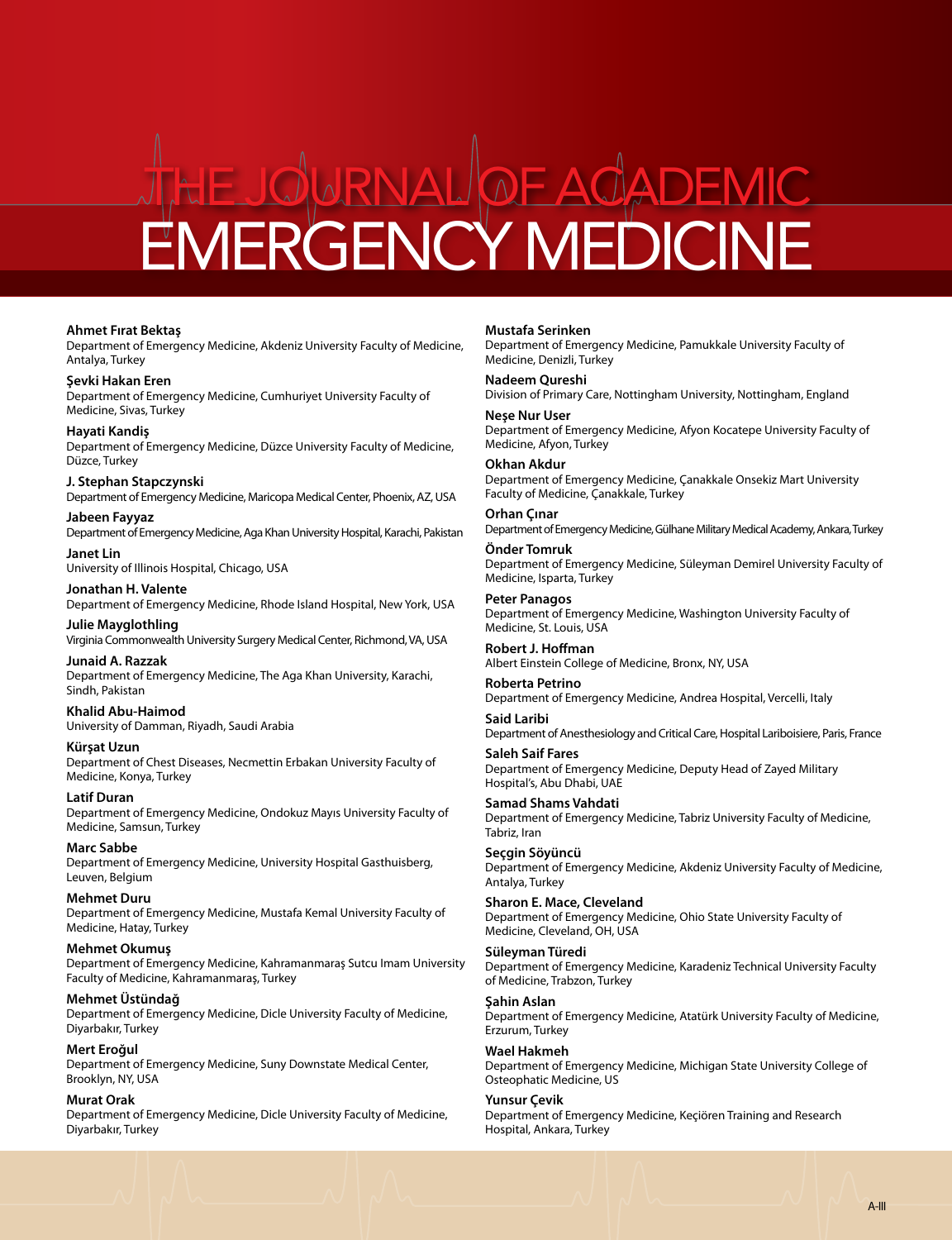# THE JOURNAL OF ACADEMIC EMERGENCY MEDICINE

**Ahmet Fırat Bektaş**
Department of Emergency Medicine, Akdeniz University Faculty of Medicine, Antalya, Turkey

**Şevki Hakan Eren**
Department of Emergency Medicine, Cumhuriyet University Faculty of Medicine, Sivas, Turkey

**Hayati Kandiş**
Department of Emergency Medicine, Düzce University Faculty of Medicine, Düzce, Turkey

**J. Stephan Stapczynski**
Department of Emergency Medicine, Maricopa Medical Center, Phoenix, AZ, USA

**Jabeen Fayyaz**
Department of Emergency Medicine, Aga Khan University Hospital, Karachi, Pakistan

**Janet Lin**
University of Illinois Hospital, Chicago, USA

**Jonathan H. Valente**
Department of Emergency Medicine, Rhode Island Hospital, New York, USA

**Julie Mayglothling**
Virginia Commonwealth University Surgery Medical Center, Richmond, VA, USA

**Junaid A. Razzak**
Department of Emergency Medicine, The Aga Khan University, Karachi, Sindh, Pakistan

**Khalid Abu-Haimod**
University of Damman, Riyadh, Saudi Arabia

**Kürşat Uzun**
Department of Chest Diseases, Necmettin Erbakan University Faculty of Medicine, Konya, Turkey

**Latif Duran**
Department of Emergency Medicine, Ondokuz Mayıs University Faculty of Medicine, Samsun, Turkey

**Marc Sabbe**
Department of Emergency Medicine, University Hospital Gasthuisberg, Leuven, Belgium

**Mehmet Duru**
Department of Emergency Medicine, Mustafa Kemal University Faculty of Medicine, Hatay, Turkey

**Mehmet Okumuş**
Department of Emergency Medicine, Kahramanmaraş Sutcu Imam University Faculty of Medicine, Kahramanmaraş, Turkey

**Mehmet Üstündağ**
Department of Emergency Medicine, Dicle University Faculty of Medicine, Diyarbakır, Turkey

**Mert Eroğul**
Department of Emergency Medicine, Suny Downstate Medical Center, Brooklyn, NY, USA

**Murat Orak**
Department of Emergency Medicine, Dicle University Faculty of Medicine, Diyarbakır, Turkey

**Mustafa Serinken**
Department of Emergency Medicine, Pamukkale University Faculty of Medicine, Denizli, Turkey

**Nadeem Qureshi**
Division of Primary Care, Nottingham University, Nottingham, England

**Neşe Nur User**
Department of Emergency Medicine, Afyon Kocatepe University Faculty of Medicine, Afyon, Turkey

**Okhan Akdur**
Department of Emergency Medicine, Çanakkale Onsekiz Mart University Faculty of Medicine, Çanakkale, Turkey

**Orhan Çınar**
Department of Emergency Medicine, Gülhane Military Medical Academy, Ankara, Turkey

**Önder Tomruk**
Department of Emergency Medicine, Süleyman Demirel University Faculty of Medicine, Isparta, Turkey

**Peter Panagos**
Department of Emergency Medicine, Washington University Faculty of Medicine, St. Louis, USA

**Robert J. Hoffman**
Albert Einstein College of Medicine, Bronx, NY, USA

**Roberta Petrino**
Department of Emergency Medicine, Andrea Hospital, Vercelli, Italy

**Said Laribi**
Department of Anesthesiology and Critical Care, Hospital Lariboisiere, Paris, France

**Saleh Saif Fares**
Department of Emergency Medicine, Deputy Head of Zayed Military Hospital's, Abu Dhabi, UAE

**Samad Shams Vahdati**
Department of Emergency Medicine, Tabriz University Faculty of Medicine, Tabriz, Iran

**Seçgin Söyüncü**
Department of Emergency Medicine, Akdeniz University Faculty of Medicine, Antalya, Turkey

**Sharon E. Mace, Cleveland**
Department of Emergency Medicine, Ohio State University Faculty of Medicine, Cleveland, OH, USA

**Süleyman Türedi**
Department of Emergency Medicine, Karadeniz Technical University Faculty of Medicine, Trabzon, Turkey

**Şahin Aslan**
Department of Emergency Medicine, Atatürk University Faculty of Medicine, Erzurum, Turkey

**Wael Hakmeh**
Department of Emergency Medicine, Michigan State University College of Osteophatic Medicine, US

**Yunsur Çevik**
Department of Emergency Medicine, Keçiören Training and Research Hospital, Ankara, Turkey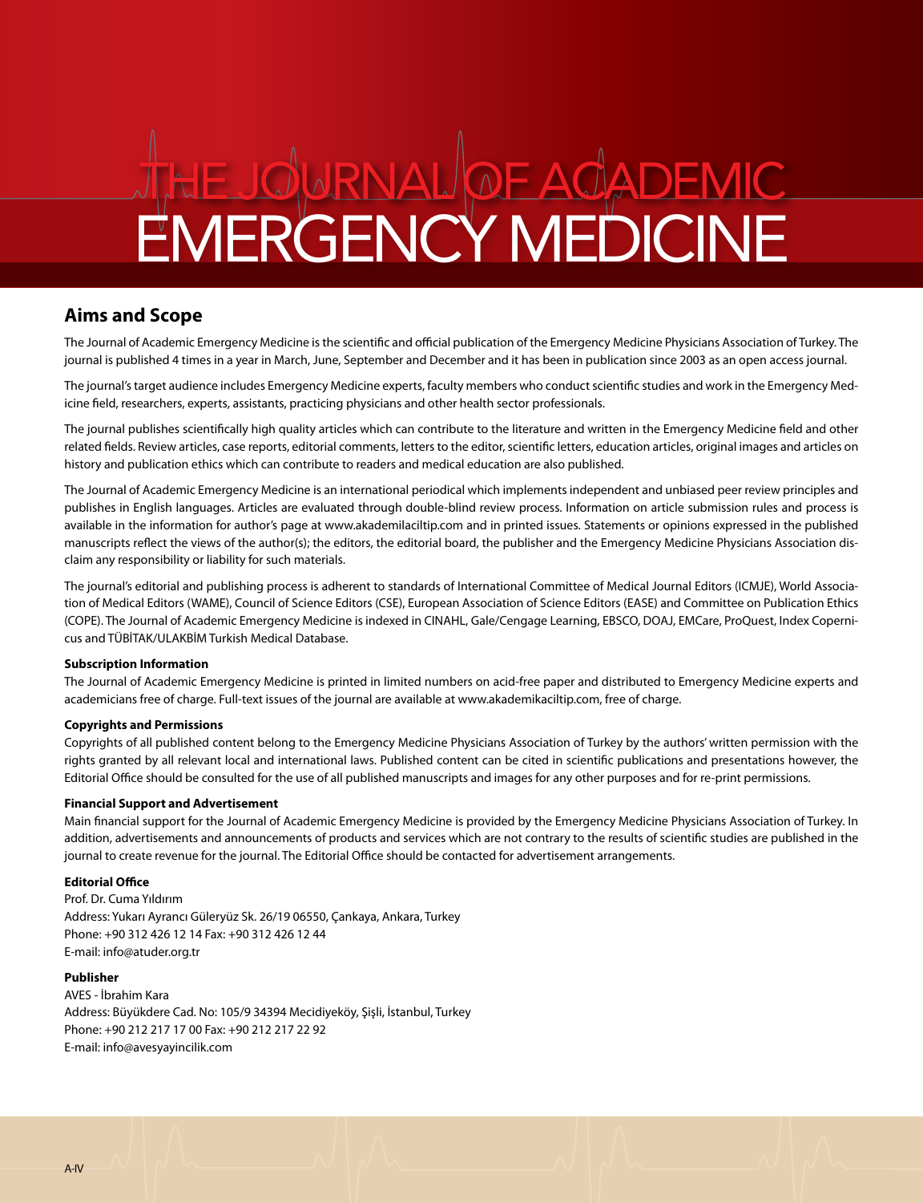# THE JOURNAL OF ACADEMIC EMERGENCY MEDICINE

## Aims and Scope

The Journal of Academic Emergency Medicine is the scientific and official publication of the Emergency Medicine Physicians Association of Turkey. The journal is published 4 times in a year in March, June, September and December and it has been in publication since 2003 as an open access journal.

The journal's target audience includes Emergency Medicine experts, faculty members who conduct scientific studies and work in the Emergency Medicine field, researchers, experts, assistants, practicing physicians and other health sector professionals.

The journal publishes scientifically high quality articles which can contribute to the literature and written in the Emergency Medicine field and other related fields. Review articles, case reports, editorial comments, letters to the editor, scientific letters, education articles, original images and articles on history and publication ethics which can contribute to readers and medical education are also published.

The Journal of Academic Emergency Medicine is an international periodical which implements independent and unbiased peer review principles and publishes in English languages. Articles are evaluated through double-blind review process. Information on article submission rules and process is available in the information for author's page at www.akademilaciltip.com and in printed issues. Statements or opinions expressed in the published manuscripts reflect the views of the author(s); the editors, the editorial board, the publisher and the Emergency Medicine Physicians Association disclaim any responsibility or liability for such materials.

The journal's editorial and publishing process is adherent to standards of International Committee of Medical Journal Editors (ICMJE), World Association of Medical Editors (WAME), Council of Science Editors (CSE), European Association of Science Editors (EASE) and Committee on Publication Ethics (COPE). The Journal of Academic Emergency Medicine is indexed in CINAHL, Gale/Cengage Learning, EBSCO, DOAJ, EMCare, ProQuest, Index Copernicus and TÜBİTAK/ULAKBİM Turkish Medical Database.

**Subscription Information**

The Journal of Academic Emergency Medicine is printed in limited numbers on acid-free paper and distributed to Emergency Medicine experts and academicians free of charge. Full-text issues of the journal are available at www.akademikaciltip.com, free of charge.

**Copyrights and Permissions**

Copyrights of all published content belong to the Emergency Medicine Physicians Association of Turkey by the authors' written permission with the rights granted by all relevant local and international laws. Published content can be cited in scientific publications and presentations however, the Editorial Office should be consulted for the use of all published manuscripts and images for any other purposes and for re-print permissions.

**Financial Support and Advertisement**

Main financial support for the Journal of Academic Emergency Medicine is provided by the Emergency Medicine Physicians Association of Turkey. In addition, advertisements and announcements of products and services which are not contrary to the results of scientific studies are published in the journal to create revenue for the journal. The Editorial Office should be contacted for advertisement arrangements.

**Editorial Office**

Prof. Dr. Cuma Yıldırım
Address: Yukarı Ayrancı Güleryüz Sk. 26/19 06550, Çankaya, Ankara, Turkey
Phone: +90 312 426 12 14 Fax: +90 312 426 12 44
E-mail: info@atuder.org.tr

**Publisher**

AVES - İbrahim Kara
Address: Büyükdere Cad. No: 105/9 34394 Mecidiyeköy, Şişli, İstanbul, Turkey
Phone: +90 212 217 17 00 Fax: +90 212 217 22 92
E-mail: info@avesyayincilik.com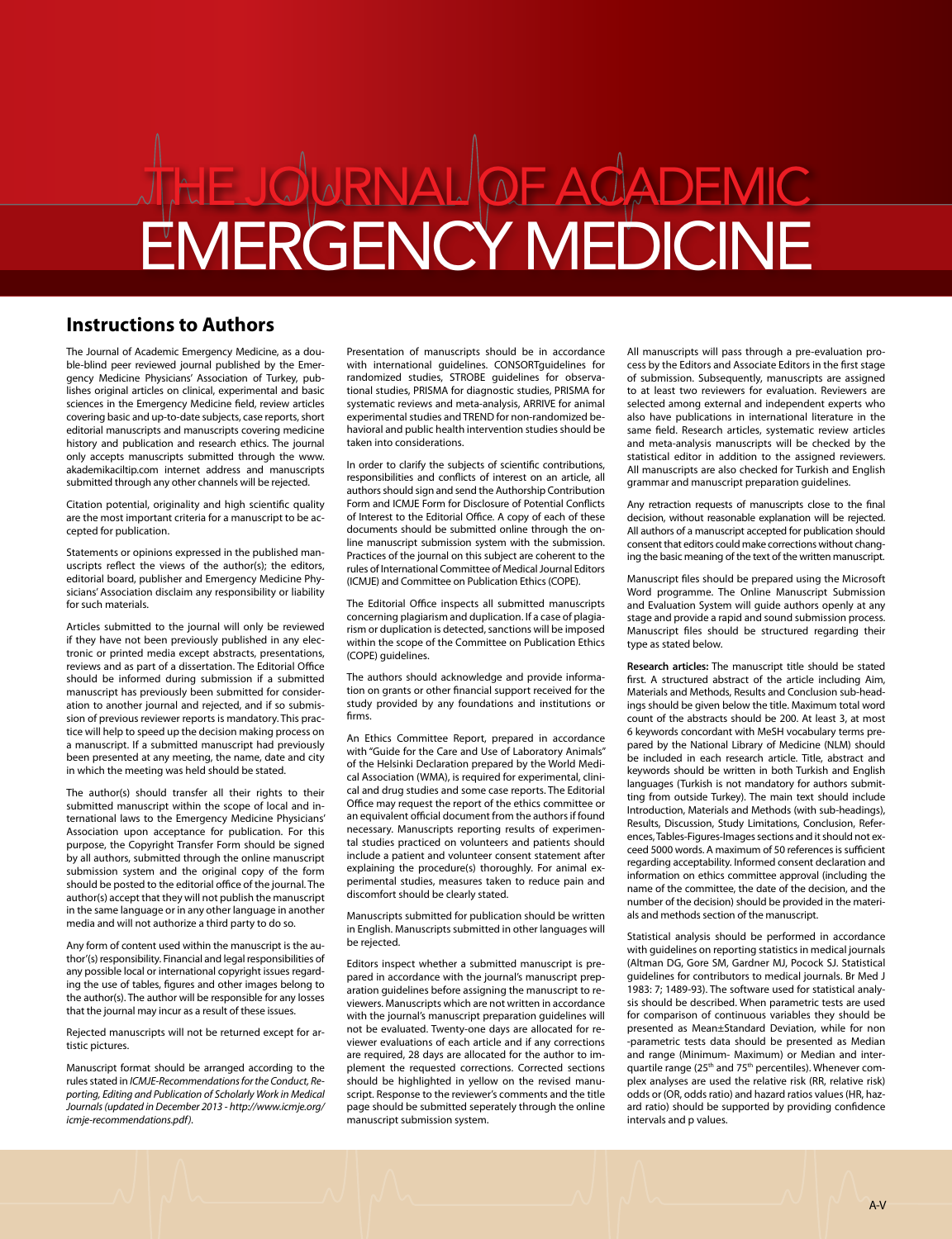# THE JOURNAL OF ACADEMIC EMERGENCY MEDICINE

## Instructions to Authors

The Journal of Academic Emergency Medicine, as a double-blind peer reviewed journal published by the Emergency Medicine Physicians' Association of Turkey, publishes original articles on clinical, experimental and basic sciences in the Emergency Medicine field, review articles covering basic and up-to-date subjects, case reports, short editorial manuscripts and manuscripts covering medicine history and publication and research ethics. The journal only accepts manuscripts submitted through the www.akademikaciltip.com internet address and manuscripts submitted through any other channels will be rejected.

Citation potential, originality and high scientific quality are the most important criteria for a manuscript to be accepted for publication.

Statements or opinions expressed in the published manuscripts reflect the views of the author(s); the editors, editorial board, publisher and Emergency Medicine Physicians' Association disclaim any responsibility or liability for such materials.

Articles submitted to the journal will only be reviewed if they have not been previously published in any electronic or printed media except abstracts, presentations, reviews and as part of a dissertation. The Editorial Office should be informed during submission if a submitted manuscript has previously been submitted for consideration to another journal and rejected, and if so submission of previous reviewer reports is mandatory. This practice will help to speed up the decision making process on a manuscript. If a submitted manuscript had previously been presented at any meeting, the name, date and city in which the meeting was held should be stated.

The author(s) should transfer all their rights to their submitted manuscript within the scope of local and international laws to the Emergency Medicine Physicians' Association upon acceptance for publication. For this purpose, the Copyright Transfer Form should be signed by all authors, submitted through the online manuscript submission system and the original copy of the form should be posted to the editorial office of the journal. The author(s) accept that they will not publish the manuscript in the same language or in any other language in another media and will not authorize a third party to do so.

Any form of content used within the manuscript is the author'(s) responsibility. Financial and legal responsibilities of any possible local or international copyright issues regarding the use of tables, figures and other images belong to the author(s). The author will be responsible for any losses that the journal may incur as a result of these issues.

Rejected manuscripts will not be returned except for artistic pictures.

Manuscript format should be arranged according to the rules stated in *ICMJE-Recommendations for the Conduct, Reporting, Editing and Publication of Scholarly Work in Medical Journals (updated in December 2013 - http://www.icmje.org/icmje-recommendations.pdf)*.

Presentation of manuscripts should be in accordance with international guidelines. CONSORTguidelines for randomized studies, STROBE guidelines for observational studies, PRISMA for diagnostic studies, PRISMA for systematic reviews and meta-analysis, ARRIVE for animal experimental studies and TREND for non-randomized behavioral and public health intervention studies should be taken into considerations.

In order to clarify the subjects of scientific contributions, responsibilities and conflicts of interest on an article, all authors should sign and send the Authorship Contribution Form and ICMJE Form for Disclosure of Potential Conflicts of Interest to the Editorial Office. A copy of each of these documents should be submitted online through the online manuscript submission system with the submission. Practices of the journal on this subject are coherent to the rules of International Committee of Medical Journal Editors (ICMJE) and Committee on Publication Ethics (COPE).

The Editorial Office inspects all submitted manuscripts concerning plagiarism and duplication. If a case of plagiarism or duplication is detected, sanctions will be imposed within the scope of the Committee on Publication Ethics (COPE) guidelines.

The authors should acknowledge and provide information on grants or other financial support received for the study provided by any foundations and institutions or firms.

An Ethics Committee Report, prepared in accordance with "Guide for the Care and Use of Laboratory Animals" of the Helsinki Declaration prepared by the World Medical Association (WMA), is required for experimental, clinical and drug studies and some case reports. The Editorial Office may request the report of the ethics committee or an equivalent official document from the authors if found necessary. Manuscripts reporting results of experimental studies practiced on volunteers and patients should include a patient and volunteer consent statement after explaining the procedure(s) thoroughly. For animal experimental studies, measures taken to reduce pain and discomfort should be clearly stated.

Manuscripts submitted for publication should be written in English. Manuscripts submitted in other languages will be rejected.

Editors inspect whether a submitted manuscript is prepared in accordance with the journal's manuscript preparation guidelines before assigning the manuscript to reviewers. Manuscripts which are not written in accordance with the journal's manuscript preparation guidelines will not be evaluated. Twenty-one days are allocated for reviewer evaluations of each article and if any corrections are required, 28 days are allocated for the author to implement the requested corrections. Corrected sections should be highlighted in yellow on the revised manuscript. Response to the reviewer's comments and the title page should be submitted seperately through the online manuscript submission system.

All manuscripts will pass through a pre-evaluation process by the Editors and Associate Editors in the first stage of submission. Subsequently, manuscripts are assigned to at least two reviewers for evaluation. Reviewers are selected among external and independent experts who also have publications in international literature in the same field. Research articles, systematic review articles and meta-analysis manuscripts will be checked by the statistical editor in addition to the assigned reviewers. All manuscripts are also checked for Turkish and English grammar and manuscript preparation guidelines.

Any retraction requests of manuscripts close to the final decision, without reasonable explanation will be rejected. All authors of a manuscript accepted for publication should consent that editors could make corrections without changing the basic meaning of the text of the written manuscript.

Manuscript files should be prepared using the Microsoft Word programme. The Online Manuscript Submission and Evaluation System will guide authors openly at any stage and provide a rapid and sound submission process. Manuscript files should be structured regarding their type as stated below.

**Research articles:** The manuscript title should be stated first. A structured abstract of the article including Aim, Materials and Methods, Results and Conclusion sub-headings should be given below the title. Maximum total word count of the abstracts should be 200. At least 3, at most 6 keywords concordant with MeSH vocabulary terms prepared by the National Library of Medicine (NLM) should be included in each research article. Title, abstract and keywords should be written in both Turkish and English languages (Turkish is not mandatory for authors submitting from outside Turkey). The main text should include Introduction, Materials and Methods (with sub-headings), Results, Discussion, Study Limitations, Conclusion, References, Tables-Figures-Images sections and it should not exceed 5000 words. A maximum of 50 references is sufficient regarding acceptability. Informed consent declaration and information on ethics committee approval (including the name of the committee, the date of the decision, and the number of the decision) should be provided in the materials and methods section of the manuscript.

Statistical analysis should be performed in accordance with guidelines on reporting statistics in medical journals (Altman DG, Gore SM, Gardner MJ, Pocock SJ. Statistical guidelines for contributors to medical journals. Br Med J 1983: 7; 1489-93). The software used for statistical analysis should be described. When parametric tests are used for comparison of continuous variables they should be presented as Mean±Standard Deviation, while for non-parametric tests data should be presented as Median and range (Minimum- Maximum) or Median and interquartile range (25th and 75th percentiles). Whenever complex analyses are used the relative risk (RR, relative risk) odds or (OR, odds ratio) and hazard ratios values (HR, hazard ratio) should be supported by providing confidence intervals and p values.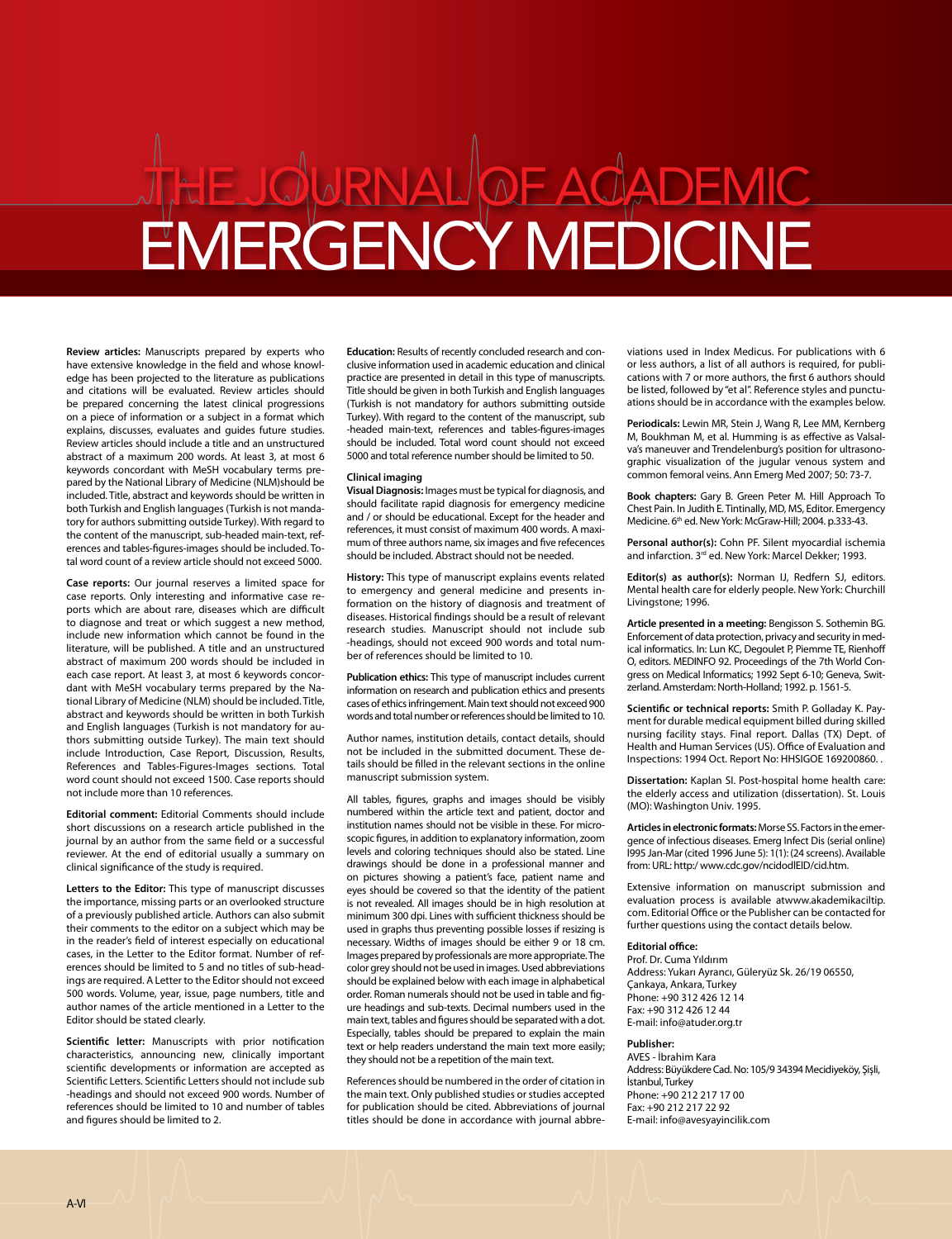# THE JOURNAL OF ACADEMIC EMERGENCY MEDICINE

**Review articles:** Manuscripts prepared by experts who have extensive knowledge in the field and whose knowledge has been projected to the literature as publications and citations will be evaluated. Review articles should be prepared concerning the latest clinical progressions on a piece of information or a subject in a format which explains, discusses, evaluates and guides future studies. Review articles should include a title and an unstructured abstract of a maximum 200 words. At least 3, at most 6 keywords concordant with MeSH vocabulary terms prepared by the National Library of Medicine (NLM)should be included. Title, abstract and keywords should be written in both Turkish and English languages (Turkish is not mandatory for authors submitting outside Turkey). With regard to the content of the manuscript, sub-headed main-text, references and tables-figures-images should be included. Total word count of a review article should not exceed 5000.

**Case reports:** Our journal reserves a limited space for case reports. Only interesting and informative case reports which are about rare, diseases which are difficult to diagnose and treat or which suggest a new method, include new information which cannot be found in the literature, will be published. A title and an unstructured abstract of maximum 200 words should be included in each case report. At least 3, at most 6 keywords concordant with MeSH vocabulary terms prepared by the National Library of Medicine (NLM) should be included. Title, abstract and keywords should be written in both Turkish and English languages (Turkish is not mandatory for authors submitting outside Turkey). The main text should include Introduction, Case Report, Discussion, Results, References and Tables-Figures-Images sections. Total word count should not exceed 1500. Case reports should not include more than 10 references.

**Editorial comment:** Editorial Comments should include short discussions on a research article published in the journal by an author from the same field or a successful reviewer. At the end of editorial usually a summary on clinical significance of the study is required.

**Letters to the Editor:** This type of manuscript discusses the importance, missing parts or an overlooked structure of a previously published article. Authors can also submit their comments to the editor on a subject which may be in the reader's field of interest especially on educational cases, in the Letter to the Editor format. Number of references should be limited to 5 and no titles of sub-headings are required. A Letter to the Editor should not exceed 500 words. Volume, year, issue, page numbers, title and author names of the article mentioned in a Letter to the Editor should be stated clearly.

**Scientific letter:** Manuscripts with prior notification characteristics, announcing new, clinically important scientific developments or information are accepted as Scientific Letters. Scientific Letters should not include sub -headings and should not exceed 900 words. Number of references should be limited to 10 and number of tables and figures should be limited to 2.

**Education:** Results of recently concluded research and conclusive information used in academic education and clinical practice are presented in detail in this type of manuscripts. Title should be given in both Turkish and English languages (Turkish is not mandatory for authors submitting outside Turkey). With regard to the content of the manuscript, sub -headed main-text, references and tables-figures-images should be included. Total word count should not exceed 5000 and total reference number should be limited to 50.

**Clinical imaging**

**Visual Diagnosis:** Images must be typical for diagnosis, and should facilitate rapid diagnosis for emergency medicine and / or should be educational. Except for the header and references, it must consist of maximum 400 words. A maximum of three authors name, six images and five refecences should be included. Abstract should not be needed.

**History:** This type of manuscript explains events related to emergency and general medicine and presents information on the history of diagnosis and treatment of diseases. Historical findings should be a result of relevant research studies. Manuscript should not include sub -headings, should not exceed 900 words and total number of references should be limited to 10.

**Publication ethics:** This type of manuscript includes current information on research and publication ethics and presents cases of ethics infringement. Main text should not exceed 900 words and total number or references should be limited to 10.

Author names, institution details, contact details, should not be included in the submitted document. These details should be filled in the relevant sections in the online manuscript submission system.

All tables, figures, graphs and images should be visibly numbered within the article text and patient, doctor and institution names should not be visible in these. For microscopic figures, in addition to explanatory information, zoom levels and coloring techniques should also be stated. Line drawings should be done in a professional manner and on pictures showing a patient's face, patient name and eyes should be covered so that the identity of the patient is not revealed. All images should be in high resolution at minimum 300 dpi. Lines with sufficient thickness should be used in graphs thus preventing possible losses if resizing is necessary. Widths of images should be either 9 or 18 cm. Images prepared by professionals are more appropriate. The color grey should not be used in images. Used abbreviations should be explained below with each image in alphabetical order. Roman numerals should not be used in table and figure headings and sub-texts. Decimal numbers used in the main text, tables and figures should be separated with a dot. Especially, tables should be prepared to explain the main text or help readers understand the main text more easily; they should not be a repetition of the main text.

References should be numbered in the order of citation in the main text. Only published studies or studies accepted for publication should be cited. Abbreviations of journal titles should be done in accordance with journal abbreviations used in Index Medicus. For publications with 6 or less authors, a list of all authors is required, for publications with 7 or more authors, the first 6 authors should be listed, followed by "et al". Reference styles and punctuations should be in accordance with the examples below.

**Periodicals:** Lewin MR, Stein J, Wang R, Lee MM, Kernberg M, Boukhman M, et al. Humming is as effective as Valsalva's maneuver and Trendelenburg's position for ultrasonographic visualization of the jugular venous system and common femoral veins. Ann Emerg Med 2007; 50: 73-7.

**Book chapters:** Gary B. Green Peter M. Hill Approach To Chest Pain. In Judith E. Tintinally, MD, MS, Editor. Emergency Medicine. 6th ed. New York: McGraw-Hill; 2004. p.333-43.

**Personal author(s):** Cohn PF. Silent myocardial ischemia and infarction. 3rd ed. New York: Marcel Dekker; 1993.

**Editor(s) as author(s):** Norman IJ, Redfern SJ, editors. Mental health care for elderly people. New York: Churchill Livingstone; 1996.

**Article presented in a meeting:** Bengisson S. Sothemin BG. Enforcement of data protection, privacy and security in medical informatics. In: Lun KC, Degoulet P, Piemme TE, Rienhoff O, editors. MEDINFO 92. Proceedings of the 7th World Congress on Medical Informatics; 1992 Sept 6-10; Geneva, Switzerland. Amsterdam: North-Holland; 1992. p. 1561-5.

**Scientific or technical reports:** Smith P. Golladay K. Payment for durable medical equipment billed during skilled nursing facility stays. Final report. Dallas (TX) Dept. of Health and Human Services (US). Office of Evaluation and Inspections: 1994 Oct. Report No: HHSIGOE 169200860. .

**Dissertation:** Kaplan SI. Post-hospital home health care: the elderly access and utilization (dissertation). St. Louis (MO): Washington Univ. 1995.

**Articles in electronic formats:** Morse SS. Factors in the emergence of infectious diseases. Emerg Infect Dis (serial online) I995 Jan-Mar (cited 1996 June 5): 1(1): (24 screens). Available from: URL: http:/ www.cdc.gov/ncidodlElD/cid.htm.

Extensive information on manuscript submission and evaluation process is available atwww.akademikaciltip.com. Editorial Office or the Publisher can be contacted for further questions using the contact details below.

**Editorial office:**
Prof. Dr. Cuma Yıldırım
Address: Yukarı Ayrancı, Güleryüz Sk. 26/19 06550, Çankaya, Ankara, Turkey
Phone: +90 312 426 12 14
Fax: +90 312 426 12 44
E-mail: info@atuder.org.tr

**Publisher:**
AVES - İbrahim Kara
Address: Büyükdere Cad. No: 105/9 34394 Mecidiyeköy, Şişli, İstanbul, Turkey
Phone: +90 212 217 17 00
Fax: +90 212 217 22 92
E-mail: info@avesyayincilik.com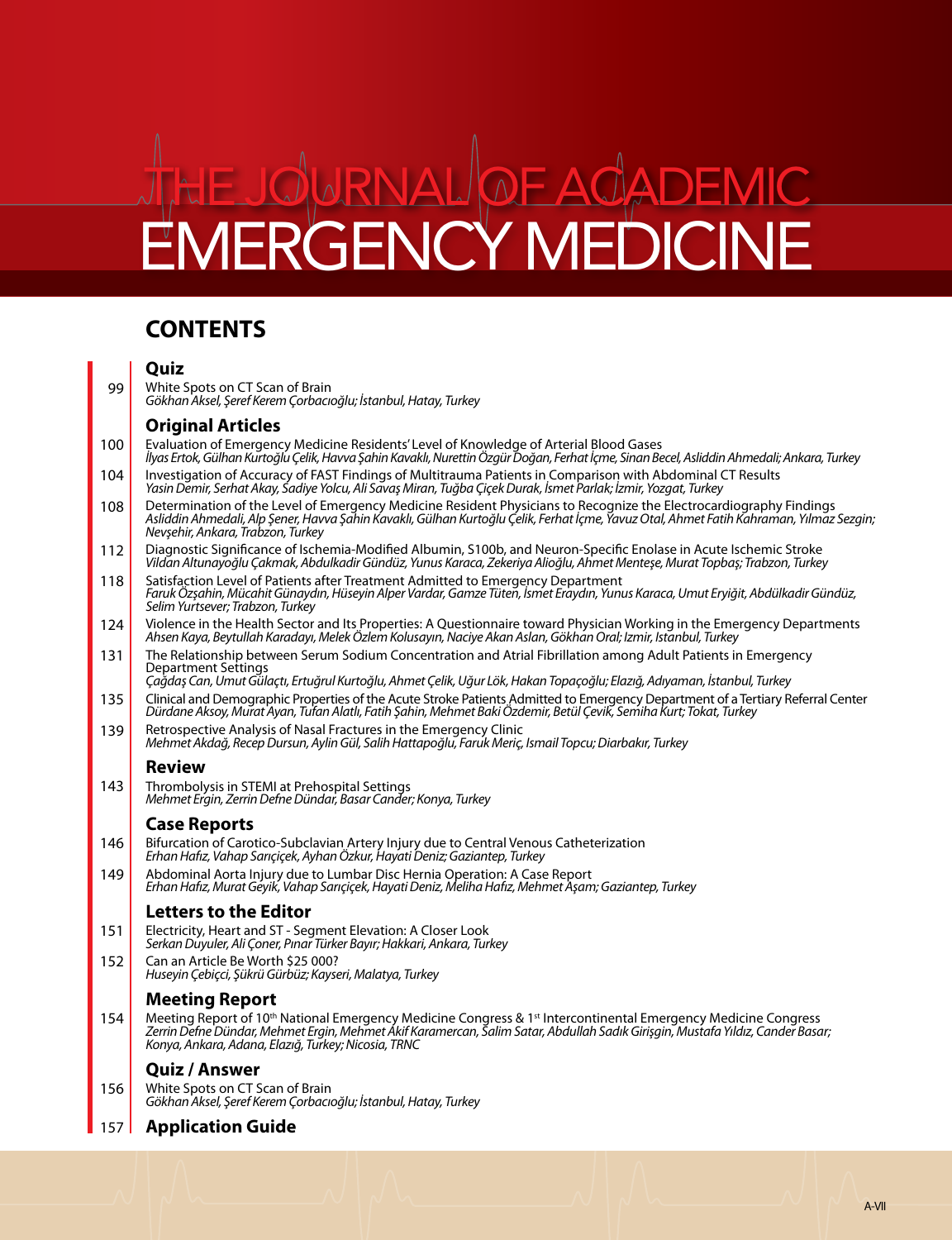# THE JOURNAL OF ACADEMIC EMERGENCY MEDICINE

## CONTENTS

### Quiz

99 White Spots on CT Scan of Brain
*Gökhan Aksel, Şeref Kerem Çorbacıoğlu; İstanbul, Hatay, Turkey*

### Original Articles

100 Evaluation of Emergency Medicine Residents' Level of Knowledge of Arterial Blood Gases
*İlyas Ertok, Gülhan Kurtoğlu Çelik, Havva Şahin Kavaklı, Nurettin Özgür Doğan, Ferhat İçme, Sinan Becel, Asliddin Ahmedali; Ankara, Turkey*

104 Investigation of Accuracy of FAST Findings of Multitrauma Patients in Comparison with Abdominal CT Results
*Yasin Demir, Serhat Akay, Sadiye Yolcu, Ali Savaş Miran, Tuğba Çiçek Durak, İsmet Parlak; İzmir, Yozgat, Turkey*

108 Determination of the Level of Emergency Medicine Resident Physicians to Recognize the Electrocardiography Findings
*Asliddin Ahmedali, Alp Şener, Havva Şahin Kavaklı, Gülhan Kurtoğlu Çelik, Ferhat İçme, Yavuz Otal, Ahmet Fatih Kahraman, Yılmaz Sezgin; Nevşehir, Ankara, Trabzon, Turkey*

112 Diagnostic Significance of Ischemia-Modified Albumin, S100b, and Neuron-Specific Enolase in Acute Ischemic Stroke
*Vildan Altunayoğlu Çakmak, Abdulkadir Gündüz, Yunus Karaca, Zekeriya Alioğlu, Ahmet Menteşe, Murat Topbaş; Trabzon, Turkey*

118 Satisfaction Level of Patients after Treatment Admitted to Emergency Department
*Faruk Özşahin, Mücahit Günaydın, Hüseyin Alper Vardar, Gamze Tüten, İsmet Eraydın, Yunus Karaca, Umut Eryiğit, Abdülkadir Gündüz, Selim Yurtsever; Trabzon, Turkey*

124 Violence in the Health Sector and Its Properties: A Questionnaire toward Physician Working in the Emergency Departments
*Ahsen Kaya, Beytullah Karadayı, Melek Özlem Kolusayın, Naciye Akan Aslan, Gökhan Oral; İzmir, İstanbul, Turkey*

131 The Relationship between Serum Sodium Concentration and Atrial Fibrillation among Adult Patients in Emergency Department Settings
*Çağdaş Can, Umut Gülaçtı, Ertuğrul Kurtoğlu, Ahmet Çelik, Uğur Lök, Hakan Topaçoğlu; Elazığ, Adıyaman, İstanbul, Turkey*

135 Clinical and Demographic Properties of the Acute Stroke Patients Admitted to Emergency Department of a Tertiary Referral Center
*Dürdane Aksoy, Murat Ayan, Tufan Alatlı, Fatih Şahin, Mehmet Baki Özdemir, Betül Çevik, Semiha Kurt; Tokat, Turkey*

139 Retrospective Analysis of Nasal Fractures in the Emergency Clinic
*Mehmet Akdağ, Recep Dursun, Aylin Gül, Salih Hattapoğlu, Faruk Meriç, Ismail Topcu; Diarbakır, Turkey*

### Review

143 Thrombolysis in STEMI at Prehospital Settings
*Mehmet Ergin, Zerrin Defne Dündar, Basar Cander; Konya, Turkey*

### Case Reports

146 Bifurcation of Carotico-Subclavian Artery Injury due to Central Venous Catheterization
*Erhan Hafız, Vahap Sarıçiçek, Ayhan Özkur, Hayati Deniz; Gaziantep, Turkey*

149 Abdominal Aorta Injury due to Lumbar Disc Hernia Operation: A Case Report
*Erhan Hafız, Murat Geyik, Vahap Sarıçiçek, Hayati Deniz, Meliha Hafız, Mehmet Aşam; Gaziantep, Turkey*

### Letters to the Editor

151 Electricity, Heart and ST - Segment Elevation: A Closer Look
*Serkan Duyuler, Ali Çoner, Pınar Türker Bayır; Hakkari, Ankara, Turkey*

152 Can an Article Be Worth $25 000?
*Huseyin Çebiçci, Şükrü Gürbüz; Kayseri, Malatya, Turkey*

### Meeting Report

154 Meeting Report of 10th National Emergency Medicine Congress & 1st Intercontinental Emergency Medicine Congress
*Zerrin Defne Dündar, Mehmet Ergin, Mehmet Akif Karamercan, Salim Satar, Abdullah Sadık Girişgin, Mustafa Yıldız, Cander Basar; Konya, Ankara, Adana, Elazığ, Turkey; Nicosia, TRNC*

### Quiz / Answer

156 White Spots on CT Scan of Brain
*Gökhan Aksel, Şeref Kerem Çorbacıoğlu; İstanbul, Hatay, Turkey*

### 157 Application Guide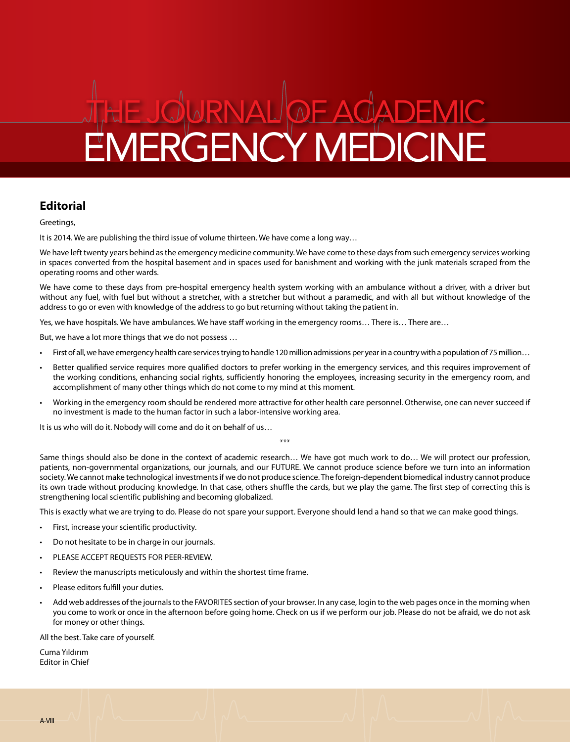# THE JOURNAL OF ACADEMIC EMERGENCY MEDICINE

## Editorial

Greetings,

It is 2014. We are publishing the third issue of volume thirteen. We have come a long way…

We have left twenty years behind as the emergency medicine community. We have come to these days from such emergency services working in spaces converted from the hospital basement and in spaces used for banishment and working with the junk materials scraped from the operating rooms and other wards.

We have come to these days from pre-hospital emergency health system working with an ambulance without a driver, with a driver but without any fuel, with fuel but without a stretcher, with a stretcher but without a paramedic, and with all but without knowledge of the address to go or even with knowledge of the address to go but returning without taking the patient in.

Yes, we have hospitals. We have ambulances. We have staff working in the emergency rooms… There is… There are…

But, we have a lot more things that we do not possess …

- First of all, we have emergency health care services trying to handle 120 million admissions per year in a country with a population of 75 million…
- Better qualified service requires more qualified doctors to prefer working in the emergency services, and this requires improvement of the working conditions, enhancing social rights, sufficiently honoring the employees, increasing security in the emergency room, and accomplishment of many other things which do not come to my mind at this moment.
- Working in the emergency room should be rendered more attractive for other health care personnel. Otherwise, one can never succeed if no investment is made to the human factor in such a labor-intensive working area.

It is us who will do it. Nobody will come and do it on behalf of us…

\*\*\*

Same things should also be done in the context of academic research… We have got much work to do… We will protect our profession, patients, non-governmental organizations, our journals, and our FUTURE. We cannot produce science before we turn into an information society. We cannot make technological investments if we do not produce science. The foreign-dependent biomedical industry cannot produce its own trade without producing knowledge. In that case, others shuffle the cards, but we play the game. The first step of correcting this is strengthening local scientific publishing and becoming globalized.

This is exactly what we are trying to do. Please do not spare your support. Everyone should lend a hand so that we can make good things.

- First, increase your scientific productivity.
- Do not hesitate to be in charge in our journals.
- PLEASE ACCEPT REQUESTS FOR PEER-REVIEW.
- Review the manuscripts meticulously and within the shortest time frame.
- Please editors fulfill your duties.
- Add web addresses of the journals to the FAVORITES section of your browser. In any case, login to the web pages once in the morning when you come to work or once in the afternoon before going home. Check on us if we perform our job. Please do not be afraid, we do not ask for money or other things.

All the best. Take care of yourself.

Cuma Yıldırım
Editor in Chief